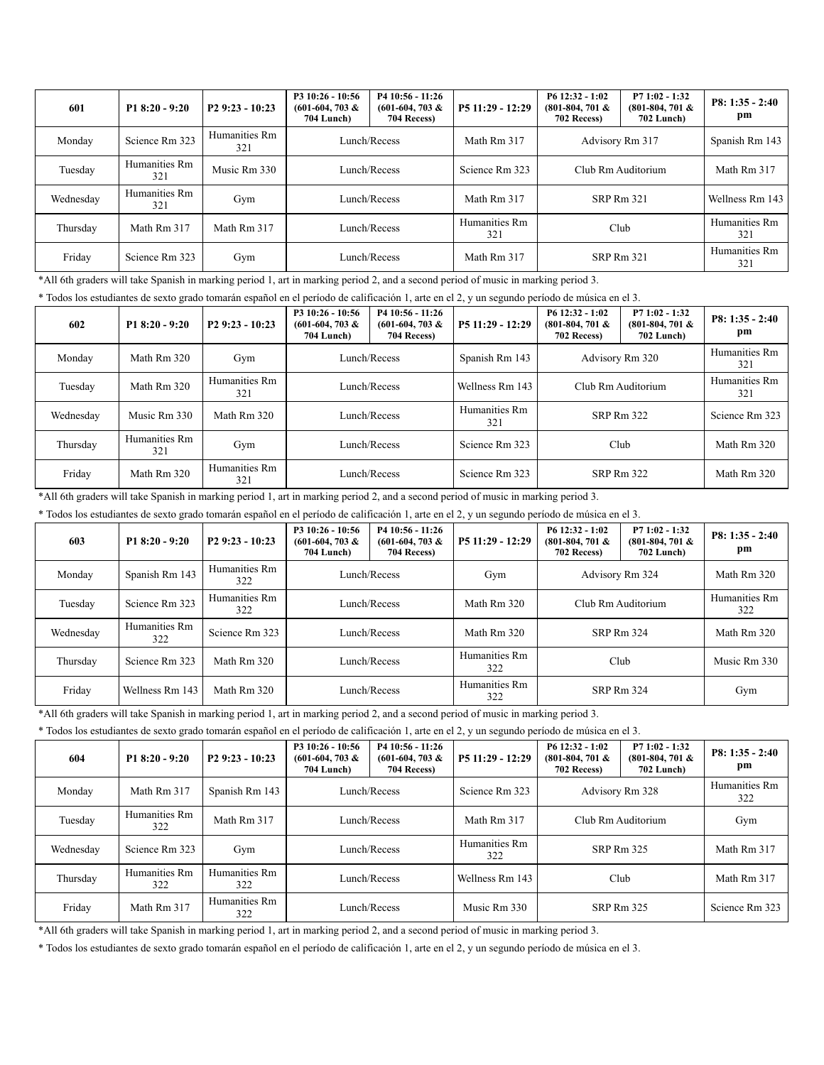| 601 | P1 8:20 - 9:20 | P2 9:23 - 10:23 | P3 10:26 - 10:56 (601-604, 703 & 704 Lunch) | P4 10:56 - 11:26 (601-604, 703 & 704 Recess) | P5 11:29 - 12:29 | P6 12:32 - 1:02 (801-804, 701 & 702 Recess) | P7 1:02 - 1:32 (801-804, 701 & 702 Lunch) | P8: 1:35 - 2:40 pm |
|---|---|---|---|---|---|---|---|---|
| Monday | Science Rm 323 | Humanities Rm 321 | Lunch/Recess | | Math Rm 317 | Advisory Rm 317 | | Spanish Rm 143 |
| Tuesday | Humanities Rm 321 | Music Rm 330 | Lunch/Recess | | Science Rm 323 | Club Rm Auditorium | | Math Rm 317 |
| Wednesday | Humanities Rm 321 | Gym | Lunch/Recess | | Math Rm 317 | SRP Rm 321 | | Wellness Rm 143 |
| Thursday | Math Rm 317 | Math Rm 317 | Lunch/Recess | | Humanities Rm 321 | Club | | Humanities Rm 321 |
| Friday | Science Rm 323 | Gym | Lunch/Recess | | Math Rm 317 | SRP Rm 321 | | Humanities Rm 321 |

*All 6th graders will take Spanish in marking period 1, art in marking period 2, and a second period of music in marking period 3.

* Todos los estudiantes de sexto grado tomarán español en el período de calificación 1, arte en el 2, y un segundo período de música en el 3.

| 602 | P1 8:20 - 9:20 | P2 9:23 - 10:23 | P3 10:26 - 10:56 (601-604, 703 & 704 Lunch) | P4 10:56 - 11:26 (601-604, 703 & 704 Recess) | P5 11:29 - 12:29 | P6 12:32 - 1:02 (801-804, 701 & 702 Recess) | P7 1:02 - 1:32 (801-804, 701 & 702 Lunch) | P8: 1:35 - 2:40 pm |
|---|---|---|---|---|---|---|---|---|
| Monday | Math Rm 320 | Gym | Lunch/Recess | | Spanish Rm 143 | Advisory Rm 320 | | Humanities Rm 321 |
| Tuesday | Math Rm 320 | Humanities Rm 321 | Lunch/Recess | | Wellness Rm 143 | Club Rm Auditorium | | Humanities Rm 321 |
| Wednesday | Music Rm 330 | Math Rm 320 | Lunch/Recess | | Humanities Rm 321 | SRP Rm 322 | | Science Rm 323 |
| Thursday | Humanities Rm 321 | Gym | Lunch/Recess | | Science Rm 323 | Club | | Math Rm 320 |
| Friday | Math Rm 320 | Humanities Rm 321 | Lunch/Recess | | Science Rm 323 | SRP Rm 322 | | Math Rm 320 |

*All 6th graders will take Spanish in marking period 1, art in marking period 2, and a second period of music in marking period 3.

* Todos los estudiantes de sexto grado tomarán español en el período de calificación 1, arte en el 2, y un segundo período de música en el 3.

| 603 | P1 8:20 - 9:20 | P2 9:23 - 10:23 | P3 10:26 - 10:56 (601-604, 703 & 704 Lunch) | P4 10:56 - 11:26 (601-604, 703 & 704 Recess) | P5 11:29 - 12:29 | P6 12:32 - 1:02 (801-804, 701 & 702 Recess) | P7 1:02 - 1:32 (801-804, 701 & 702 Lunch) | P8: 1:35 - 2:40 pm |
|---|---|---|---|---|---|---|---|---|
| Monday | Spanish Rm 143 | Humanities Rm 322 | Lunch/Recess | | Gym | Advisory Rm 324 | | Math Rm 320 |
| Tuesday | Science Rm 323 | Humanities Rm 322 | Lunch/Recess | | Math Rm 320 | Club Rm Auditorium | | Humanities Rm 322 |
| Wednesday | Humanities Rm 322 | Science Rm 323 | Lunch/Recess | | Math Rm 320 | SRP Rm 324 | | Math Rm 320 |
| Thursday | Science Rm 323 | Math Rm 320 | Lunch/Recess | | Humanities Rm 322 | Club | | Music Rm 330 |
| Friday | Wellness Rm 143 | Math Rm 320 | Lunch/Recess | | Humanities Rm 322 | SRP Rm 324 | | Gym |

*All 6th graders will take Spanish in marking period 1, art in marking period 2, and a second period of music in marking period 3.

* Todos los estudiantes de sexto grado tomarán español en el período de calificación 1, arte en el 2, y un segundo período de música en el 3.

| 604 | P1 8:20 - 9:20 | P2 9:23 - 10:23 | P3 10:26 - 10:56 (601-604, 703 & 704 Lunch) | P4 10:56 - 11:26 (601-604, 703 & 704 Recess) | P5 11:29 - 12:29 | P6 12:32 - 1:02 (801-804, 701 & 702 Recess) | P7 1:02 - 1:32 (801-804, 701 & 702 Lunch) | P8: 1:35 - 2:40 pm |
|---|---|---|---|---|---|---|---|---|
| Monday | Math Rm 317 | Spanish Rm 143 | Lunch/Recess | | Science Rm 323 | Advisory Rm 328 | | Humanities Rm 322 |
| Tuesday | Humanities Rm 322 | Math Rm 317 | Lunch/Recess | | Math Rm 317 | Club Rm Auditorium | | Gym |
| Wednesday | Science Rm 323 | Gym | Lunch/Recess | | Humanities Rm 322 | SRP Rm 325 | | Math Rm 317 |
| Thursday | Humanities Rm 322 | Humanities Rm 322 | Lunch/Recess | | Wellness Rm 143 | Club | | Math Rm 317 |
| Friday | Math Rm 317 | Humanities Rm 322 | Lunch/Recess | | Music Rm 330 | SRP Rm 325 | | Science Rm 323 |

*All 6th graders will take Spanish in marking period 1, art in marking period 2, and a second period of music in marking period 3.

* Todos los estudiantes de sexto grado tomarán español en el período de calificación 1, arte en el 2, y un segundo período de música en el 3.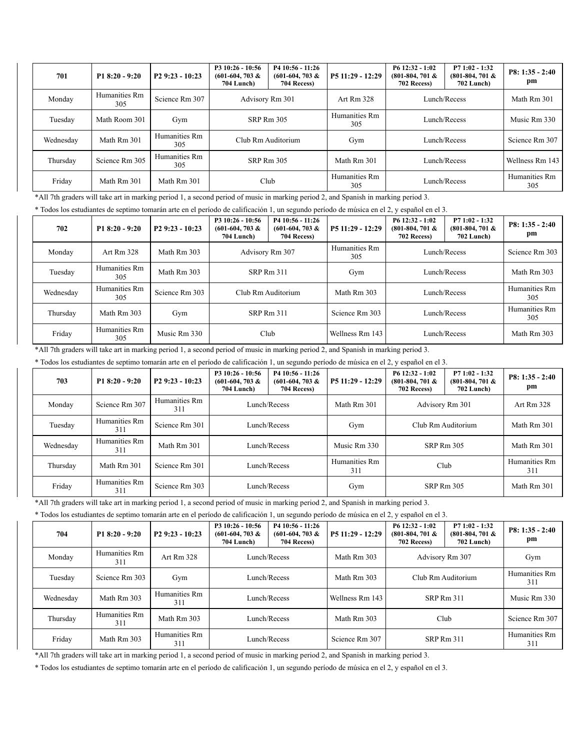| 701 | P1 8:20 - 9:20 | P2 9:23 - 10:23 | P3 10:26 - 10:56 (601-604, 703 & 704 Lunch) | P4 10:56 - 11:26 (601-604, 703 & 704 Recess) | P5 11:29 - 12:29 | P6 12:32 - 1:02 (801-804, 701 & 702 Recess) | P7 1:02 - 1:32 (801-804, 701 & 702 Lunch) | P8: 1:35 - 2:40 pm |
|---|---|---|---|---|---|---|---|---|
| Monday | Humanities Rm 305 | Science Rm 307 | Advisory Rm 301 | | Art Rm 328 | Lunch/Recess | | Math Rm 301 |
| Tuesday | Math Room 301 | Gym | SRP Rm 305 | | Humanities Rm 305 | Lunch/Recess | | Music Rm 330 |
| Wednesday | Math Rm 301 | Humanities Rm 305 | Club Rm Auditorium | | Gym | Lunch/Recess | | Science Rm 307 |
| Thursday | Science Rm 305 | Humanities Rm 305 | SRP Rm 305 | | Math Rm 301 | Lunch/Recess | | Wellness Rm 143 |
| Friday | Math Rm 301 | Math Rm 301 | Club | | Humanities Rm 305 | Lunch/Recess | | Humanities Rm 305 |

*All 7th graders will take art in marking period 1, a second period of music in marking period 2, and Spanish in marking period 3.

* Todos los estudiantes de septimo tomarán arte en el período de calificación 1, un segundo período de música en el 2, y español en el 3.

| 702 | P1 8:20 - 9:20 | P2 9:23 - 10:23 | P3 10:26 - 10:56 (601-604, 703 & 704 Lunch) | P4 10:56 - 11:26 (601-604, 703 & 704 Recess) | P5 11:29 - 12:29 | P6 12:32 - 1:02 (801-804, 701 & 702 Recess) | P7 1:02 - 1:32 (801-804, 701 & 702 Lunch) | P8: 1:35 - 2:40 pm |
|---|---|---|---|---|---|---|---|---|
| Monday | Art Rm 328 | Math Rm 303 | Advisory Rm 307 | | Humanities Rm 305 | Lunch/Recess | | Science Rm 303 |
| Tuesday | Humanities Rm 305 | Math Rm 303 | SRP Rm 311 | | Gym | Lunch/Recess | | Math Rm 303 |
| Wednesday | Humanities Rm 305 | Science Rm 303 | Club Rm Auditorium | | Math Rm 303 | Lunch/Recess | | Humanities Rm 305 |
| Thursday | Math Rm 303 | Gym | SRP Rm 311 | | Science Rm 303 | Lunch/Recess | | Humanities Rm 305 |
| Friday | Humanities Rm 305 | Music Rm 330 | Club | | Wellness Rm 143 | Lunch/Recess | | Math Rm 303 |

*All 7th graders will take art in marking period 1, a second period of music in marking period 2, and Spanish in marking period 3.

* Todos los estudiantes de septimo tomarán arte en el período de calificación 1, un segundo período de música en el 2, y español en el 3.

| 703 | P1 8:20 - 9:20 | P2 9:23 - 10:23 | P3 10:26 - 10:56 (601-604, 703 & 704 Lunch) | P4 10:56 - 11:26 (601-604, 703 & 704 Recess) | P5 11:29 - 12:29 | P6 12:32 - 1:02 (801-804, 701 & 702 Recess) | P7 1:02 - 1:32 (801-804, 701 & 702 Lunch) | P8: 1:35 - 2:40 pm |
|---|---|---|---|---|---|---|---|---|
| Monday | Science Rm 307 | Humanities Rm 311 | Lunch/Recess | | Math Rm 301 | Advisory Rm 301 | | Art Rm 328 |
| Tuesday | Humanities Rm 311 | Science Rm 301 | Lunch/Recess | | Gym | Club Rm Auditorium | | Math Rm 301 |
| Wednesday | Humanities Rm 311 | Math Rm 301 | Lunch/Recess | | Music Rm 330 | SRP Rm 305 | | Math Rm 301 |
| Thursday | Math Rm 301 | Science Rm 301 | Lunch/Recess | | Humanities Rm 311 | Club | | Humanities Rm 311 |
| Friday | Humanities Rm 311 | Science Rm 303 | Lunch/Recess | | Gym | SRP Rm 305 | | Math Rm 301 |

*All 7th graders will take art in marking period 1, a second period of music in marking period 2, and Spanish in marking period 3.

* Todos los estudiantes de septimo tomarán arte en el período de calificación 1, un segundo período de música en el 2, y español en el 3.

| 704 | P1 8:20 - 9:20 | P2 9:23 - 10:23 | P3 10:26 - 10:56 (601-604, 703 & 704 Lunch) | P4 10:56 - 11:26 (601-604, 703 & 704 Recess) | P5 11:29 - 12:29 | P6 12:32 - 1:02 (801-804, 701 & 702 Recess) | P7 1:02 - 1:32 (801-804, 701 & 702 Lunch) | P8: 1:35 - 2:40 pm |
|---|---|---|---|---|---|---|---|---|
| Monday | Humanities Rm 311 | Art Rm 328 | Lunch/Recess | | Math Rm 303 | Advisory Rm 307 | | Gym |
| Tuesday | Science Rm 303 | Gym | Lunch/Recess | | Math Rm 303 | Club Rm Auditorium | | Humanities Rm 311 |
| Wednesday | Math Rm 303 | Humanities Rm 311 | Lunch/Recess | | Wellness Rm 143 | SRP Rm 311 | | Music Rm 330 |
| Thursday | Humanities Rm 311 | Math Rm 303 | Lunch/Recess | | Math Rm 303 | Club | | Science Rm 307 |
| Friday | Math Rm 303 | Humanities Rm 311 | Lunch/Recess | | Science Rm 307 | SRP Rm 311 | | Humanities Rm 311 |

*All 7th graders will take art in marking period 1, a second period of music in marking period 2, and Spanish in marking period 3.

* Todos los estudiantes de septimo tomarán arte en el período de calificación 1, un segundo período de música en el 2, y español en el 3.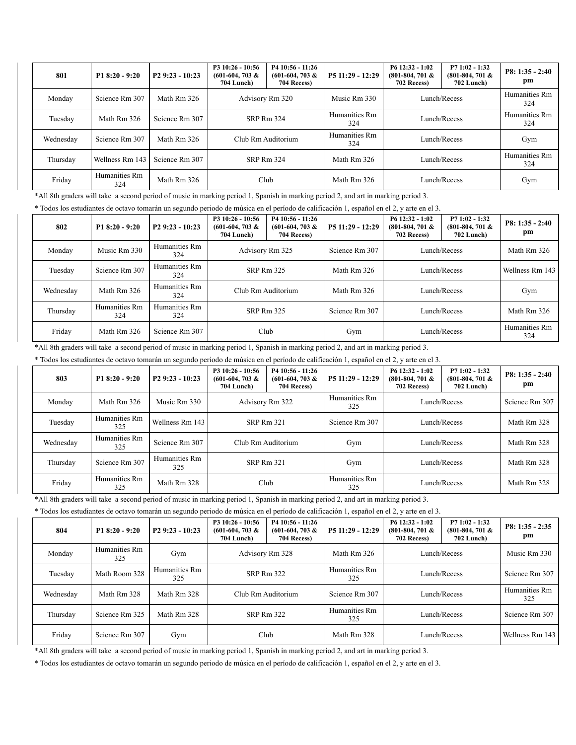| 801 | P1 8:20 - 9:20 | P2 9:23 - 10:23 | P3 10:26 - 10:56 (601-604, 703 & 704 Lunch) | P4 10:56 - 11:26 (601-604, 703 & 704 Recess) | P5 11:29 - 12:29 | P6 12:32 - 1:02 (801-804, 701 & 702 Recess) | P7 1:02 - 1:32 (801-804, 701 & 702 Lunch) | P8: 1:35 - 2:40 pm |
|---|---|---|---|---|---|---|---|---|
| Monday | Science Rm 307 | Math Rm 326 | Advisory Rm 320 | | Music Rm 330 | Lunch/Recess | | Humanities Rm 324 |
| Tuesday | Math Rm 326 | Science Rm 307 | SRP Rm 324 | | Humanities Rm 324 | Lunch/Recess | | Humanities Rm 324 |
| Wednesday | Science Rm 307 | Math Rm 326 | Club Rm Auditorium | | Humanities Rm 324 | Lunch/Recess | | Gym |
| Thursday | Wellness Rm 143 | Science Rm 307 | SRP Rm 324 | | Math Rm 326 | Lunch/Recess | | Humanities Rm 324 |
| Friday | Humanities Rm 324 | Math Rm 326 | Club | | Math Rm 326 | Lunch/Recess | | Gym |

*All 8th graders will take a second period of music in marking period 1, Spanish in marking period 2, and art in marking period 3.

* Todos los estudiantes de octavo tomarán un segundo periodo de música en el período de calificación 1, español en el 2, y arte en el 3.

| 802 | P1 8:20 - 9:20 | P2 9:23 - 10:23 | P3 10:26 - 10:56 (601-604, 703 & 704 Lunch) | P4 10:56 - 11:26 (601-604, 703 & 704 Recess) | P5 11:29 - 12:29 | P6 12:32 - 1:02 (801-804, 701 & 702 Recess) | P7 1:02 - 1:32 (801-804, 701 & 702 Lunch) | P8: 1:35 - 2:40 pm |
|---|---|---|---|---|---|---|---|---|
| Monday | Music Rm 330 | Humanities Rm 324 | Advisory Rm 325 | | Science Rm 307 | Lunch/Recess | | Math Rm 326 |
| Tuesday | Science Rm 307 | Humanities Rm 324 | SRP Rm 325 | | Math Rm 326 | Lunch/Recess | | Wellness Rm 143 |
| Wednesday | Math Rm 326 | Humanities Rm 324 | Club Rm Auditorium | | Math Rm 326 | Lunch/Recess | | Gym |
| Thursday | Humanities Rm 324 | Humanities Rm 324 | SRP Rm 325 | | Science Rm 307 | Lunch/Recess | | Math Rm 326 |
| Friday | Math Rm 326 | Science Rm 307 | Club | | Gym | Lunch/Recess | | Humanities Rm 324 |

*All 8th graders will take a second period of music in marking period 1, Spanish in marking period 2, and art in marking period 3.

* Todos los estudiantes de octavo tomarán un segundo periodo de música en el período de calificación 1, español en el 2, y arte en el 3.

| 803 | P1 8:20 - 9:20 | P2 9:23 - 10:23 | P3 10:26 - 10:56 (601-604, 703 & 704 Lunch) | P4 10:56 - 11:26 (601-604, 703 & 704 Recess) | P5 11:29 - 12:29 | P6 12:32 - 1:02 (801-804, 701 & 702 Recess) | P7 1:02 - 1:32 (801-804, 701 & 702 Lunch) | P8: 1:35 - 2:40 pm |
|---|---|---|---|---|---|---|---|---|
| Monday | Math Rm 326 | Music Rm 330 | Advisory Rm 322 | | Humanities Rm 325 | Lunch/Recess | | Science Rm 307 |
| Tuesday | Humanities Rm 325 | Wellness Rm 143 | SRP Rm 321 | | Science Rm 307 | Lunch/Recess | | Math Rm 328 |
| Wednesday | Humanities Rm 325 | Science Rm 307 | Club Rm Auditorium | | Gym | Lunch/Recess | | Math Rm 328 |
| Thursday | Science Rm 307 | Humanities Rm 325 | SRP Rm 321 | | Gym | Lunch/Recess | | Math Rm 328 |
| Friday | Humanities Rm 325 | Math Rm 328 | Club | | Humanities Rm 325 | Lunch/Recess | | Math Rm 328 |

*All 8th graders will take a second period of music in marking period 1, Spanish in marking period 2, and art in marking period 3.

* Todos los estudiantes de octavo tomarán un segundo periodo de música en el período de calificación 1, español en el 2, y arte en el 3.

| 804 | P1 8:20 - 9:20 | P2 9:23 - 10:23 | P3 10:26 - 10:56 (601-604, 703 & 704 Lunch) | P4 10:56 - 11:26 (601-604, 703 & 704 Recess) | P5 11:29 - 12:29 | P6 12:32 - 1:02 (801-804, 701 & 702 Recess) | P7 1:02 - 1:32 (801-804, 701 & 702 Lunch) | P8: 1:35 - 2:35 pm |
|---|---|---|---|---|---|---|---|---|
| Monday | Humanities Rm 325 | Gym | Advisory Rm 328 | | Math Rm 326 | Lunch/Recess | | Music Rm 330 |
| Tuesday | Math Room 328 | Humanities Rm 325 | SRP Rm 322 | | Humanities Rm 325 | Lunch/Recess | | Science Rm 307 |
| Wednesday | Math Rm 328 | Math Rm 328 | Club Rm Auditorium | | Science Rm 307 | Lunch/Recess | | Humanities Rm 325 |
| Thursday | Science Rm 325 | Math Rm 328 | SRP Rm 322 | | Humanities Rm 325 | Lunch/Recess | | Science Rm 307 |
| Friday | Science Rm 307 | Gym | Club | | Math Rm 328 | Lunch/Recess | | Wellness Rm 143 |

*All 8th graders will take a second period of music in marking period 1, Spanish in marking period 2, and art in marking period 3.

* Todos los estudiantes de octavo tomarán un segundo periodo de música en el período de calificación 1, español en el 2, y arte en el 3.